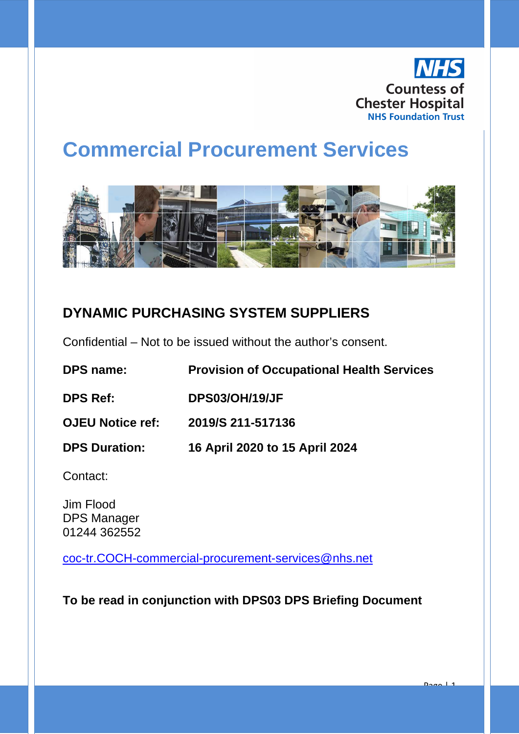NHS
Countess of Chester Hospital
NHS Foundation Trust

# Commercial Procurement Services

## DYNAMIC PURCHASING SYSTEM SUPPLIERS

Confidential – Not to be issued without the author's consent.

| | |
|---|---|
| **DPS name:** | **Provision of Occupational Health Services** |
| **DPS Ref:** | **DPS03/OH/19/JF** |
| **OJEU Notice ref:** | **2019/S 211-517136** |
| **DPS Duration:** | **16 April 2020 to 15 April 2024** |

Contact:

Jim Flood
DPS Manager
01244 362552

coc-tr.COCH-commercial-procurement-services@nhs.net

**To be read in conjunction with DPS03 DPS Briefing Document**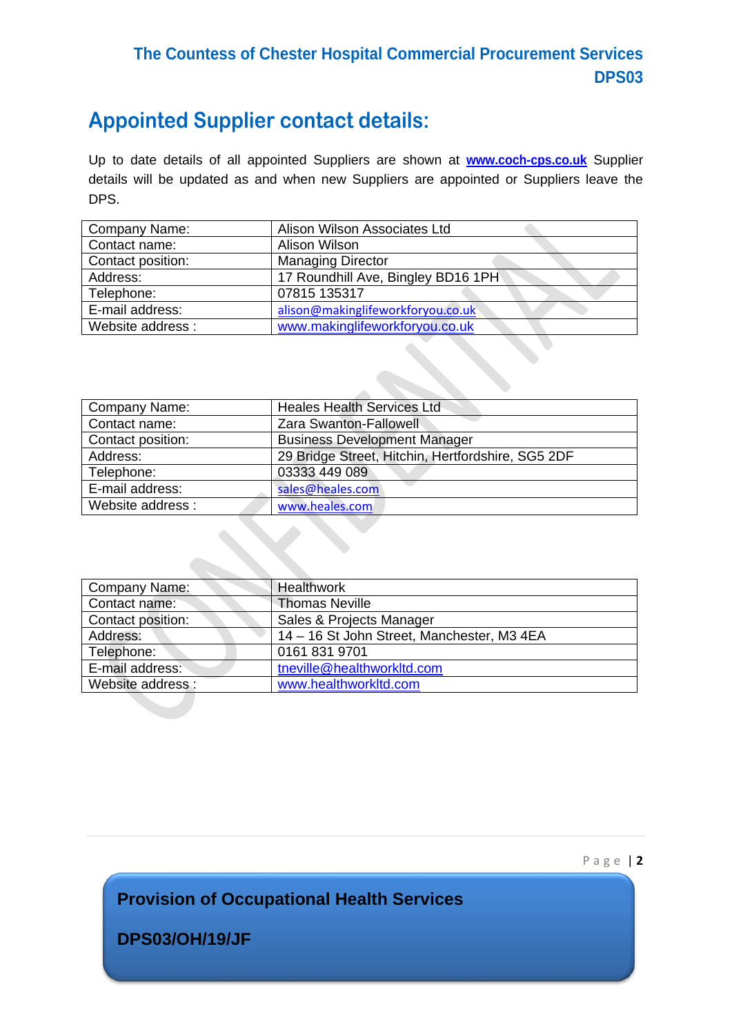## Appointed Supplier contact details:

Up to date details of all appointed Suppliers are shown at **www.coch-cps.co.uk** Supplier details will be updated as and when new Suppliers are appointed or Suppliers leave the DPS.

| Company Name: | Alison Wilson Associates Ltd |
|---|---|
| Contact name: | Alison Wilson |
| Contact position: | Managing Director |
| Address: | 17 Roundhill Ave, Bingley BD16 1PH |
| Telephone: | 07815 135317 |
| E-mail address: | alison@makinglifeworkforyou.co.uk |
| Website address : | www.makinglifeworkforyou.co.uk |

| Company Name: | Heales Health Services Ltd |
|---|---|
| Contact name: | Zara Swanton-Fallowell |
| Contact position: | Business Development Manager |
| Address: | 29 Bridge Street, Hitchin, Hertfordshire, SG5 2DF |
| Telephone: | 03333 449 089 |
| E-mail address: | sales@heales.com |
| Website address : | www.heales.com |

| Company Name: | Healthwork |
|---|---|
| Contact name: | Thomas Neville |
| Contact position: | Sales & Projects Manager |
| Address: | 14 – 16 St John Street, Manchester, M3 4EA |
| Telephone: | 0161 831 9701 |
| E-mail address: | tneville@healthworkltd.com |
| Website address : | www.healthworkltd.com |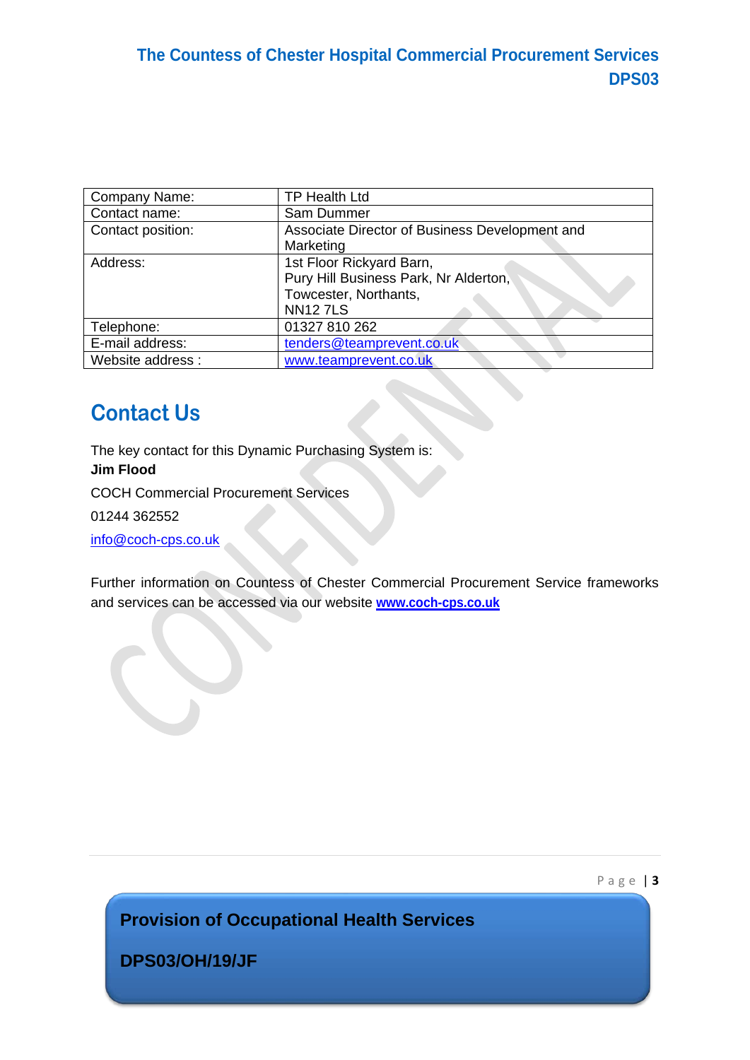| | |
|---|---|
| Company Name: | TP Health Ltd |
| Contact name: | Sam Dummer |
| Contact position: | Associate Director of Business Development and Marketing |
| Address: | 1st Floor Rickyard Barn, Pury Hill Business Park, Nr Alderton, Towcester, Northants, NN12 7LS |
| Telephone: | 01327 810 262 |
| E-mail address: | tenders@teamprevent.co.uk |
| Website address : | www.teamprevent.co.uk |

## Contact Us

The key contact for this Dynamic Purchasing System is:

**Jim Flood**

COCH Commercial Procurement Services

01244 362552

info@coch-cps.co.uk

Further information on Countess of Chester Commercial Procurement Service frameworks and services can be accessed via our website **www.coch-cps.co.uk**